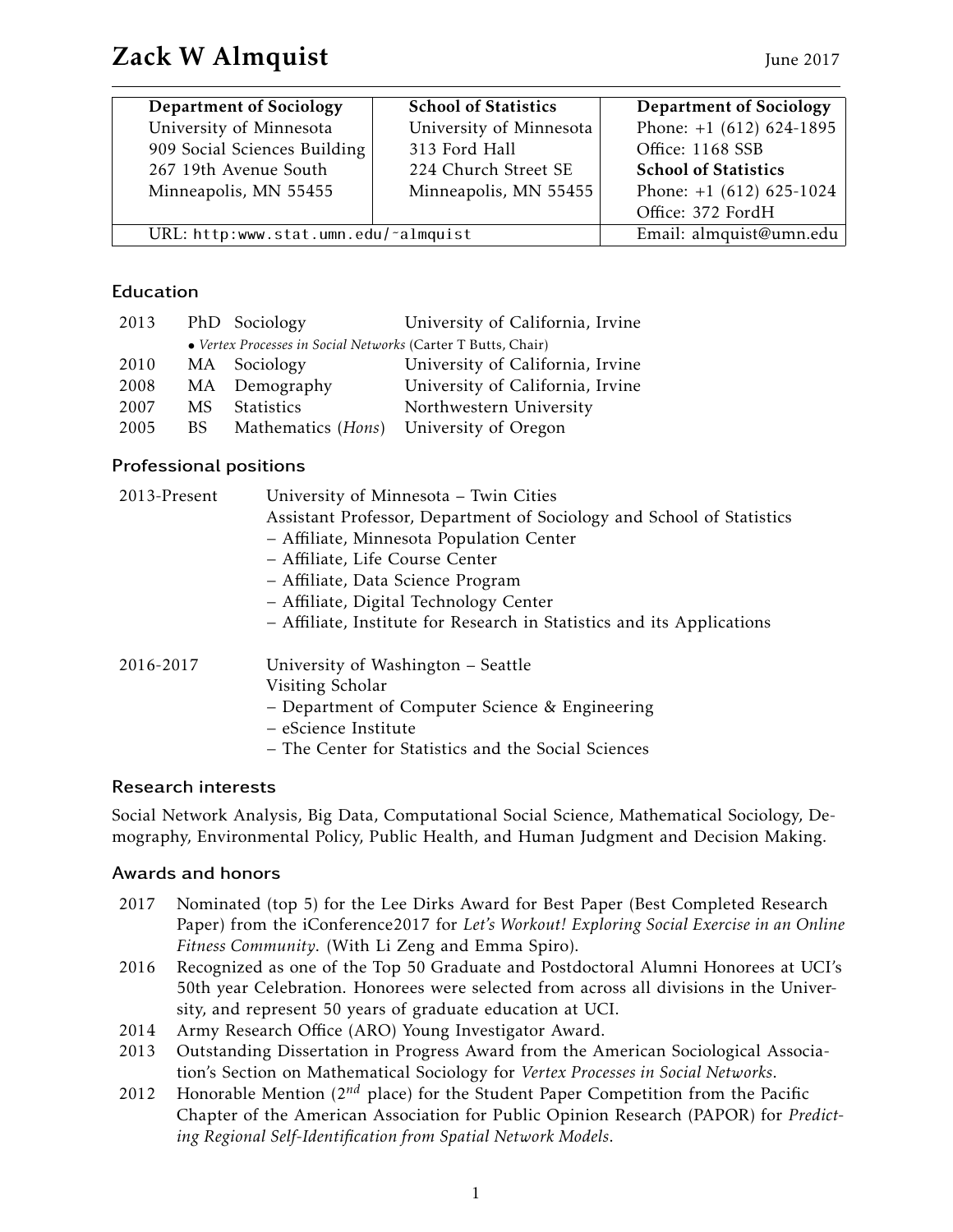# Zack W Almquist

June 2017

| Department of Sociology | School of Statistics | Department of Sociology |
|---|---|---|
| University of Minnesota | University of Minnesota | Phone: +1 (612) 624-1895 |
| 909 Social Sciences Building | 313 Ford Hall | Office: 1168 SSB |
| 267 19th Avenue South | 224 Church Street SE | **School of Statistics** |
| Minneapolis, MN 55455 | Minneapolis, MN 55455 | Phone: +1 (612) 625-1024 |
| | | Office: 372 FordH |
| URL: http:www.stat.umn.edu/~almquist | | Email: almquist@umn.edu |

## Education

| | | | |
|---|---|---|---|
| 2013 | PhD | Sociology | University of California, Irvine |
| | • *Vertex Processes in Social Networks* (Carter T Butts, Chair) | | |
| 2010 | MA | Sociology | University of California, Irvine |
| 2008 | MA | Demography | University of California, Irvine |
| 2007 | MS | Statistics | Northwestern University |
| 2005 | BS | Mathematics (*Hons*) | University of Oregon |

## Professional positions

**2013-Present**
University of Minnesota – Twin Cities
Assistant Professor, Department of Sociology and School of Statistics
– Affiliate, Minnesota Population Center
– Affiliate, Life Course Center
– Affiliate, Data Science Program
– Affiliate, Digital Technology Center
– Affiliate, Institute for Research in Statistics and its Applications

**2016-2017**
University of Washington – Seattle
Visiting Scholar
– Department of Computer Science & Engineering
– eScience Institute
– The Center for Statistics and the Social Sciences

## Research interests

Social Network Analysis, Big Data, Computational Social Science, Mathematical Sociology, Demography, Environmental Policy, Public Health, and Human Judgment and Decision Making.

## Awards and honors

- 2017 Nominated (top 5) for the Lee Dirks Award for Best Paper (Best Completed Research Paper) from the iConference2017 for *Let's Workout! Exploring Social Exercise in an Online Fitness Community*. (With Li Zeng and Emma Spiro).
- 2016 Recognized as one of the Top 50 Graduate and Postdoctoral Alumni Honorees at UCI's 50th year Celebration. Honorees were selected from across all divisions in the University, and represent 50 years of graduate education at UCI.
- 2014 Army Research Office (ARO) Young Investigator Award.
- 2013 Outstanding Dissertation in Progress Award from the American Sociological Association's Section on Mathematical Sociology for *Vertex Processes in Social Networks*.
- 2012 Honorable Mention ($2^{nd}$ place) for the Student Paper Competition from the Pacific Chapter of the American Association for Public Opinion Research (PAPOR) for *Predicting Regional Self-Identification from Spatial Network Models*.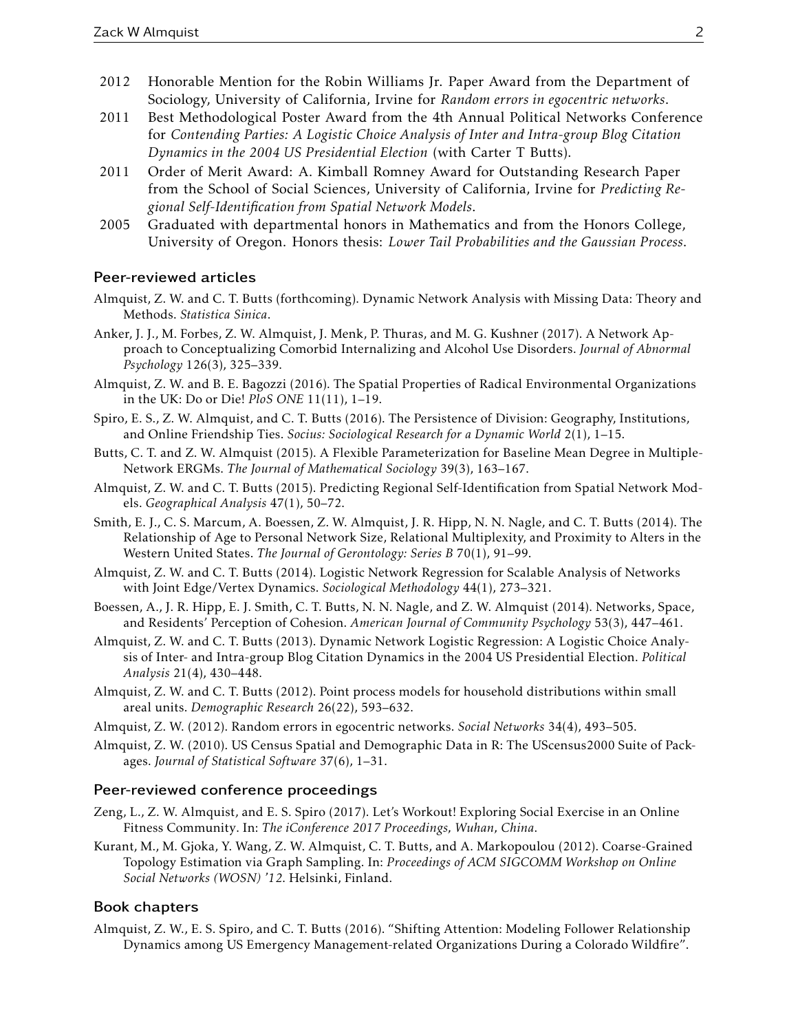- 2012 Honorable Mention for the Robin Williams Jr. Paper Award from the Department of Sociology, University of California, Irvine for *Random errors in egocentric networks*.
- 2011 Best Methodological Poster Award from the 4th Annual Political Networks Conference for *Contending Parties: A Logistic Choice Analysis of Inter and Intra-group Blog Citation Dynamics in the 2004 US Presidential Election* (with Carter T Butts).
- 2011 Order of Merit Award: A. Kimball Romney Award for Outstanding Research Paper from the School of Social Sciences, University of California, Irvine for *Predicting Regional Self-Identification from Spatial Network Models*.
- 2005 Graduated with departmental honors in Mathematics and from the Honors College, University of Oregon. Honors thesis: *Lower Tail Probabilities and the Gaussian Process*.

## Peer-reviewed articles

Almquist, Z. W. and C. T. Butts (forthcoming). Dynamic Network Analysis with Missing Data: Theory and Methods. *Statistica Sinica*.

Anker, J. J., M. Forbes, Z. W. Almquist, J. Menk, P. Thuras, and M. G. Kushner (2017). A Network Approach to Conceptualizing Comorbid Internalizing and Alcohol Use Disorders. *Journal of Abnormal Psychology* 126(3), 325–339.

Almquist, Z. W. and B. E. Bagozzi (2016). The Spatial Properties of Radical Environmental Organizations in the UK: Do or Die! *PloS ONE* 11(11), 1–19.

Spiro, E. S., Z. W. Almquist, and C. T. Butts (2016). The Persistence of Division: Geography, Institutions, and Online Friendship Ties. *Socius: Sociological Research for a Dynamic World* 2(1), 1–15.

Butts, C. T. and Z. W. Almquist (2015). A Flexible Parameterization for Baseline Mean Degree in Multiple-Network ERGMs. *The Journal of Mathematical Sociology* 39(3), 163–167.

Almquist, Z. W. and C. T. Butts (2015). Predicting Regional Self-Identification from Spatial Network Models. *Geographical Analysis* 47(1), 50–72.

Smith, E. J., C. S. Marcum, A. Boessen, Z. W. Almquist, J. R. Hipp, N. N. Nagle, and C. T. Butts (2014). The Relationship of Age to Personal Network Size, Relational Multiplexity, and Proximity to Alters in the Western United States. *The Journal of Gerontology: Series B* 70(1), 91–99.

Almquist, Z. W. and C. T. Butts (2014). Logistic Network Regression for Scalable Analysis of Networks with Joint Edge/Vertex Dynamics. *Sociological Methodology* 44(1), 273–321.

Boessen, A., J. R. Hipp, E. J. Smith, C. T. Butts, N. N. Nagle, and Z. W. Almquist (2014). Networks, Space, and Residents' Perception of Cohesion. *American Journal of Community Psychology* 53(3), 447–461.

Almquist, Z. W. and C. T. Butts (2013). Dynamic Network Logistic Regression: A Logistic Choice Analysis of Inter- and Intra-group Blog Citation Dynamics in the 2004 US Presidential Election. *Political Analysis* 21(4), 430–448.

Almquist, Z. W. and C. T. Butts (2012). Point process models for household distributions within small areal units. *Demographic Research* 26(22), 593–632.

Almquist, Z. W. (2012). Random errors in egocentric networks. *Social Networks* 34(4), 493–505.

Almquist, Z. W. (2010). US Census Spatial and Demographic Data in R: The UScensus2000 Suite of Packages. *Journal of Statistical Software* 37(6), 1–31.

## Peer-reviewed conference proceedings

Zeng, L., Z. W. Almquist, and E. S. Spiro (2017). Let's Workout! Exploring Social Exercise in an Online Fitness Community. In: *The iConference 2017 Proceedings, Wuhan, China*.

Kurant, M., M. Gjoka, Y. Wang, Z. W. Almquist, C. T. Butts, and A. Markopoulou (2012). Coarse-Grained Topology Estimation via Graph Sampling. In: *Proceedings of ACM SIGCOMM Workshop on Online Social Networks (WOSN) '12*. Helsinki, Finland.

## Book chapters

Almquist, Z. W., E. S. Spiro, and C. T. Butts (2016). "Shifting Attention: Modeling Follower Relationship Dynamics among US Emergency Management-related Organizations During a Colorado Wildfire".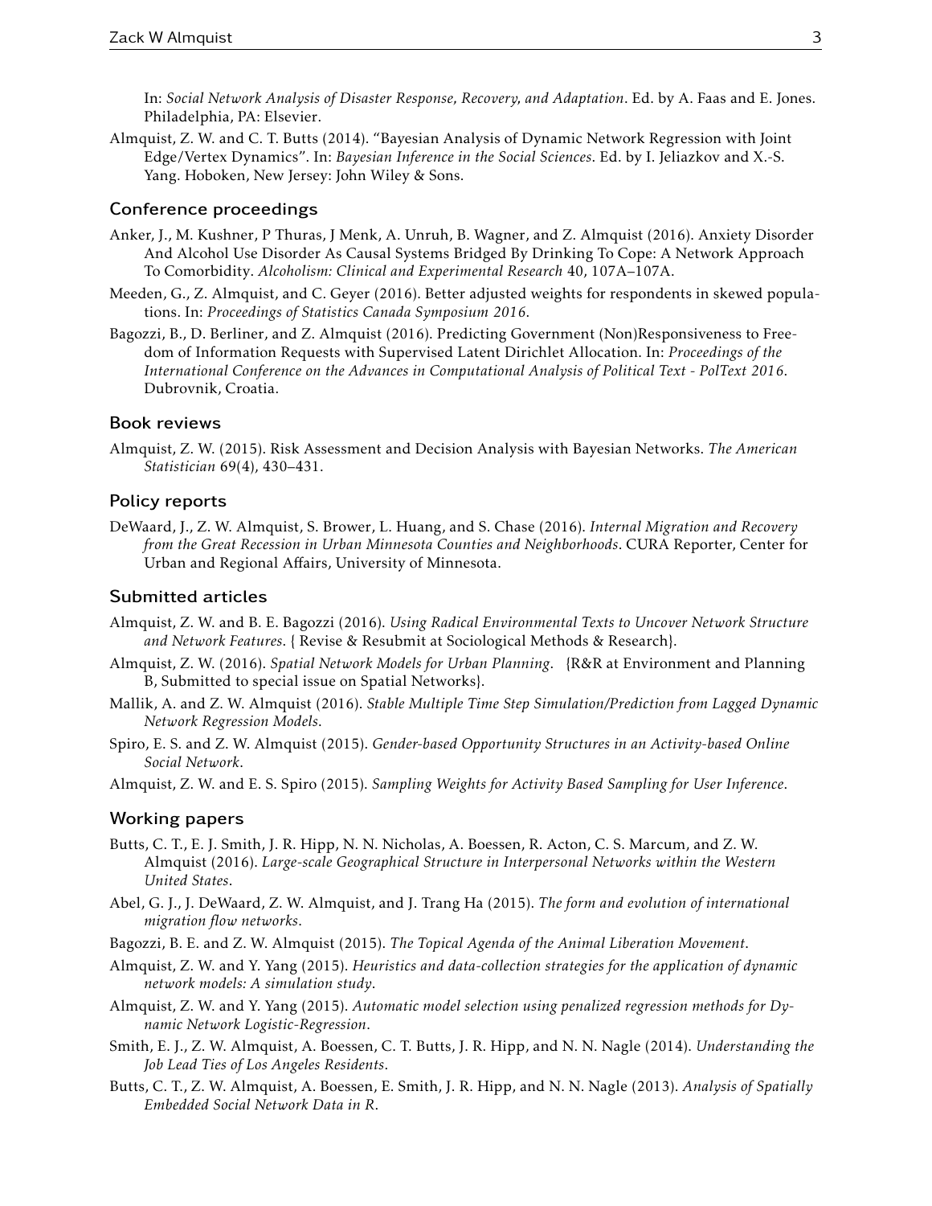In: *Social Network Analysis of Disaster Response, Recovery, and Adaptation*. Ed. by A. Faas and E. Jones. Philadelphia, PA: Elsevier.

Almquist, Z. W. and C. T. Butts (2014). "Bayesian Analysis of Dynamic Network Regression with Joint Edge/Vertex Dynamics". In: *Bayesian Inference in the Social Sciences*. Ed. by I. Jeliazkov and X.-S. Yang. Hoboken, New Jersey: John Wiley & Sons.

### Conference proceedings

Anker, J., M. Kushner, P Thuras, J Menk, A. Unruh, B. Wagner, and Z. Almquist (2016). Anxiety Disorder And Alcohol Use Disorder As Causal Systems Bridged By Drinking To Cope: A Network Approach To Comorbidity. *Alcoholism: Clinical and Experimental Research* 40, 107A–107A.

Meeden, G., Z. Almquist, and C. Geyer (2016). Better adjusted weights for respondents in skewed populations. In: *Proceedings of Statistics Canada Symposium 2016*.

Bagozzi, B., D. Berliner, and Z. Almquist (2016). Predicting Government (Non)Responsiveness to Freedom of Information Requests with Supervised Latent Dirichlet Allocation. In: *Proceedings of the International Conference on the Advances in Computational Analysis of Political Text - PolText 2016*. Dubrovnik, Croatia.

### Book reviews

Almquist, Z. W. (2015). Risk Assessment and Decision Analysis with Bayesian Networks. *The American Statistician* 69(4), 430–431.

### Policy reports

DeWaard, J., Z. W. Almquist, S. Brower, L. Huang, and S. Chase (2016). *Internal Migration and Recovery from the Great Recession in Urban Minnesota Counties and Neighborhoods*. CURA Reporter, Center for Urban and Regional Affairs, University of Minnesota.

### Submitted articles

Almquist, Z. W. and B. E. Bagozzi (2016). *Using Radical Environmental Texts to Uncover Network Structure and Network Features*. { Revise & Resubmit at Sociological Methods & Research}.

Almquist, Z. W. (2016). *Spatial Network Models for Urban Planning*. {R&R at Environment and Planning B, Submitted to special issue on Spatial Networks}.

Mallik, A. and Z. W. Almquist (2016). *Stable Multiple Time Step Simulation/Prediction from Lagged Dynamic Network Regression Models*.

Spiro, E. S. and Z. W. Almquist (2015). *Gender-based Opportunity Structures in an Activity-based Online Social Network*.

Almquist, Z. W. and E. S. Spiro (2015). *Sampling Weights for Activity Based Sampling for User Inference*.

### Working papers

Butts, C. T., E. J. Smith, J. R. Hipp, N. N. Nicholas, A. Boessen, R. Acton, C. S. Marcum, and Z. W. Almquist (2016). *Large-scale Geographical Structure in Interpersonal Networks within the Western United States*.

Abel, G. J., J. DeWaard, Z. W. Almquist, and J. Trang Ha (2015). *The form and evolution of international migration flow networks*.

Bagozzi, B. E. and Z. W. Almquist (2015). *The Topical Agenda of the Animal Liberation Movement*.

Almquist, Z. W. and Y. Yang (2015). *Heuristics and data-collection strategies for the application of dynamic network models: A simulation study*.

Almquist, Z. W. and Y. Yang (2015). *Automatic model selection using penalized regression methods for Dynamic Network Logistic-Regression*.

Smith, E. J., Z. W. Almquist, A. Boessen, C. T. Butts, J. R. Hipp, and N. N. Nagle (2014). *Understanding the Job Lead Ties of Los Angeles Residents*.

Butts, C. T., Z. W. Almquist, A. Boessen, E. Smith, J. R. Hipp, and N. N. Nagle (2013). *Analysis of Spatially Embedded Social Network Data in R*.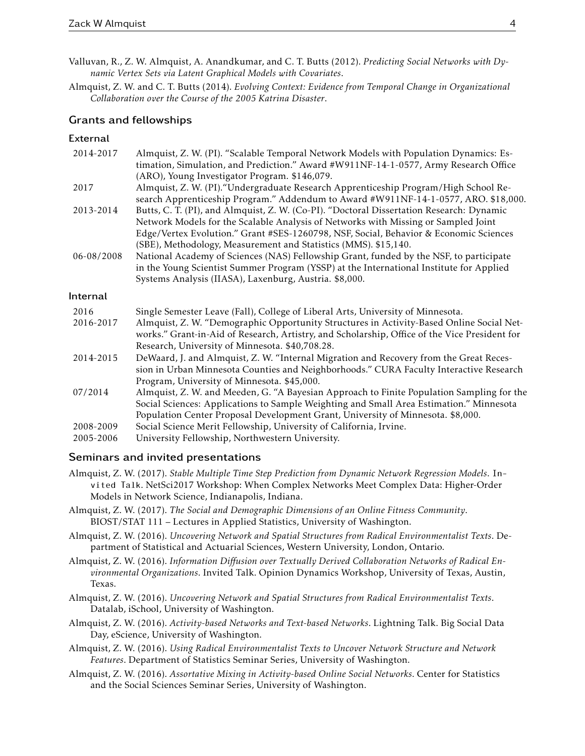Valluvan, R., Z. W. Almquist, A. Anandkumar, and C. T. Butts (2012). *Predicting Social Networks with Dynamic Vertex Sets via Latent Graphical Models with Covariates*.

Almquist, Z. W. and C. T. Butts (2014). *Evolving Context: Evidence from Temporal Change in Organizational Collaboration over the Course of the 2005 Katrina Disaster*.

## Grants and fellowships

### External

| | |
|---|---|
| 2014-2017 | Almquist, Z. W. (PI). "Scalable Temporal Network Models with Population Dynamics: Estimation, Simulation, and Prediction." Award #W911NF-14-1-0577, Army Research Office (ARO), Young Investigator Program. $146,079. |
| 2017 | Almquist, Z. W. (PI)."Undergraduate Research Apprenticeship Program/High School Research Apprenticeship Program." Addendum to Award #W911NF-14-1-0577, ARO. $18,000. |
| 2013-2014 | Butts, C. T. (PI), and Almquist, Z. W. (Co-PI). "Doctoral Dissertation Research: Dynamic Network Models for the Scalable Analysis of Networks with Missing or Sampled Joint Edge/Vertex Evolution." Grant #SES-1260798, NSF, Social, Behavior & Economic Sciences (SBE), Methodology, Measurement and Statistics (MMS). $15,140. |
| 06-08/2008 | National Academy of Sciences (NAS) Fellowship Grant, funded by the NSF, to participate in the Young Scientist Summer Program (YSSP) at the International Institute for Applied Systems Analysis (IIASA), Laxenburg, Austria. $8,000. |

### Internal

| | |
|---|---|
| 2016 | Single Semester Leave (Fall), College of Liberal Arts, University of Minnesota. |
| 2016-2017 | Almquist, Z. W. "Demographic Opportunity Structures in Activity-Based Online Social Networks." Grant-in-Aid of Research, Artistry, and Scholarship, Office of the Vice President for Research, University of Minnesota. $40,708.28. |
| 2014-2015 | DeWaard, J. and Almquist, Z. W. "Internal Migration and Recovery from the Great Recession in Urban Minnesota Counties and Neighborhoods." CURA Faculty Interactive Research Program, University of Minnesota. $45,000. |
| 07/2014 | Almquist, Z. W. and Meeden, G. "A Bayesian Approach to Finite Population Sampling for the Social Sciences: Applications to Sample Weighting and Small Area Estimation." Minnesota Population Center Proposal Development Grant, University of Minnesota. $8,000. |
| 2008-2009 | Social Science Merit Fellowship, University of California, Irvine. |
| 2005-2006 | University Fellowship, Northwestern University. |

## Seminars and invited presentations

Almquist, Z. W. (2017). *Stable Multiple Time Step Prediction from Dynamic Network Regression Models*. Invited Talk. NetSci2017 Workshop: When Complex Networks Meet Complex Data: Higher-Order Models in Network Science, Indianapolis, Indiana.

Almquist, Z. W. (2017). *The Social and Demographic Dimensions of an Online Fitness Community*. BIOST/STAT 111 – Lectures in Applied Statistics, University of Washington.

Almquist, Z. W. (2016). *Uncovering Network and Spatial Structures from Radical Environmentalist Texts*. Department of Statistical and Actuarial Sciences, Western University, London, Ontario.

Almquist, Z. W. (2016). *Information Diffusion over Textually Derived Collaboration Networks of Radical Environmental Organizations*. Invited Talk. Opinion Dynamics Workshop, University of Texas, Austin, Texas.

Almquist, Z. W. (2016). *Uncovering Network and Spatial Structures from Radical Environmentalist Texts*. Datalab, iSchool, University of Washington.

Almquist, Z. W. (2016). *Activity-based Networks and Text-based Networks*. Lightning Talk. Big Social Data Day, eScience, University of Washington.

Almquist, Z. W. (2016). *Using Radical Environmentalist Texts to Uncover Network Structure and Network Features*. Department of Statistics Seminar Series, University of Washington.

Almquist, Z. W. (2016). *Assortative Mixing in Activity-based Online Social Networks*. Center for Statistics and the Social Sciences Seminar Series, University of Washington.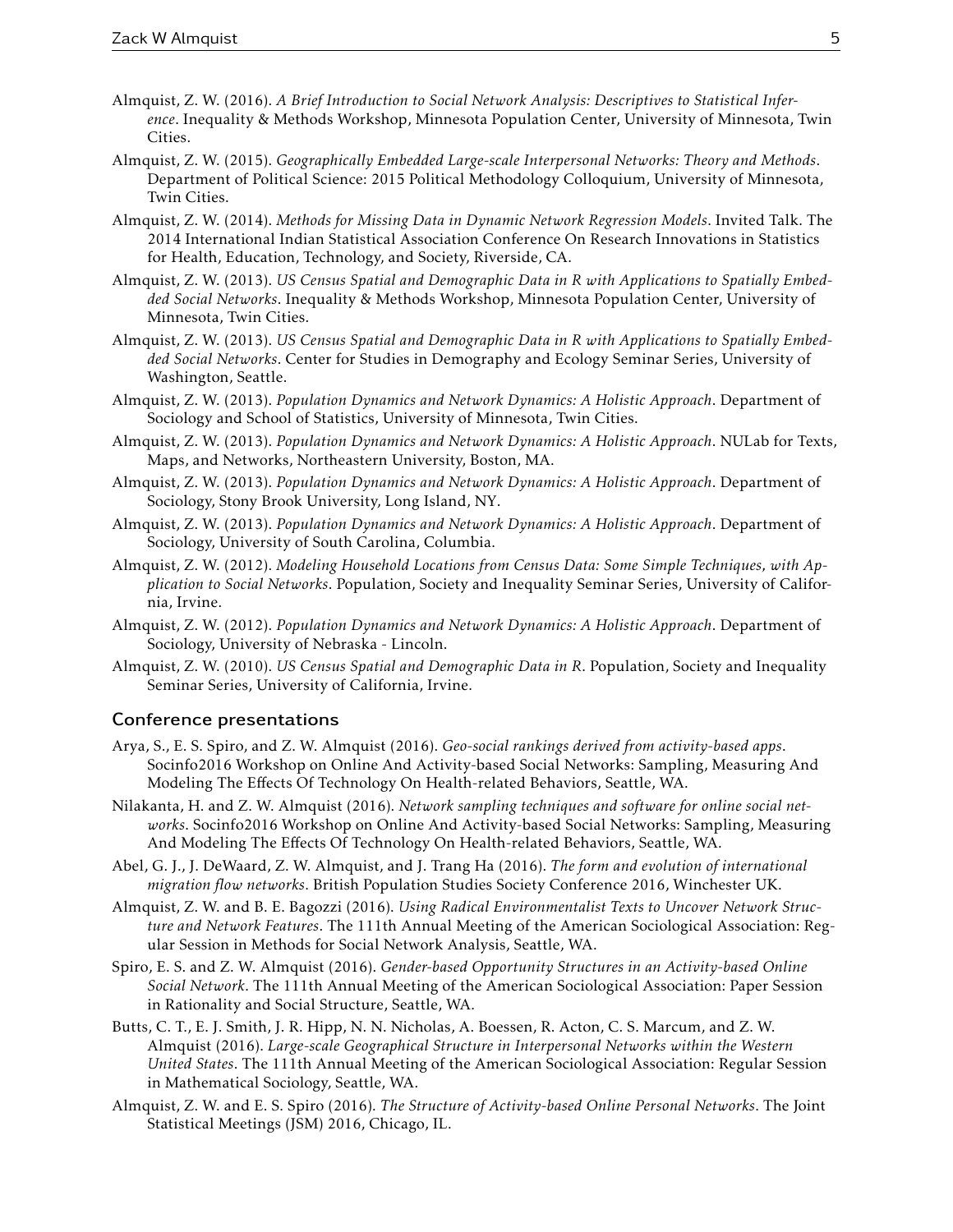Almquist, Z. W. (2016). *A Brief Introduction to Social Network Analysis: Descriptives to Statistical Inference*. Inequality & Methods Workshop, Minnesota Population Center, University of Minnesota, Twin Cities.

Almquist, Z. W. (2015). *Geographically Embedded Large-scale Interpersonal Networks: Theory and Methods*. Department of Political Science: 2015 Political Methodology Colloquium, University of Minnesota, Twin Cities.

Almquist, Z. W. (2014). *Methods for Missing Data in Dynamic Network Regression Models*. Invited Talk. The 2014 International Indian Statistical Association Conference On Research Innovations in Statistics for Health, Education, Technology, and Society, Riverside, CA.

Almquist, Z. W. (2013). *US Census Spatial and Demographic Data in R with Applications to Spatially Embedded Social Networks*. Inequality & Methods Workshop, Minnesota Population Center, University of Minnesota, Twin Cities.

Almquist, Z. W. (2013). *US Census Spatial and Demographic Data in R with Applications to Spatially Embedded Social Networks*. Center for Studies in Demography and Ecology Seminar Series, University of Washington, Seattle.

Almquist, Z. W. (2013). *Population Dynamics and Network Dynamics: A Holistic Approach*. Department of Sociology and School of Statistics, University of Minnesota, Twin Cities.

Almquist, Z. W. (2013). *Population Dynamics and Network Dynamics: A Holistic Approach*. NULab for Texts, Maps, and Networks, Northeastern University, Boston, MA.

Almquist, Z. W. (2013). *Population Dynamics and Network Dynamics: A Holistic Approach*. Department of Sociology, Stony Brook University, Long Island, NY.

Almquist, Z. W. (2013). *Population Dynamics and Network Dynamics: A Holistic Approach*. Department of Sociology, University of South Carolina, Columbia.

Almquist, Z. W. (2012). *Modeling Household Locations from Census Data: Some Simple Techniques, with Application to Social Networks*. Population, Society and Inequality Seminar Series, University of California, Irvine.

Almquist, Z. W. (2012). *Population Dynamics and Network Dynamics: A Holistic Approach*. Department of Sociology, University of Nebraska - Lincoln.

Almquist, Z. W. (2010). *US Census Spatial and Demographic Data in R*. Population, Society and Inequality Seminar Series, University of California, Irvine.

## Conference presentations

Arya, S., E. S. Spiro, and Z. W. Almquist (2016). *Geo-social rankings derived from activity-based apps*. Socinfo2016 Workshop on Online And Activity-based Social Networks: Sampling, Measuring And Modeling The Effects Of Technology On Health-related Behaviors, Seattle, WA.

Nilakanta, H. and Z. W. Almquist (2016). *Network sampling techniques and software for online social networks*. Socinfo2016 Workshop on Online And Activity-based Social Networks: Sampling, Measuring And Modeling The Effects Of Technology On Health-related Behaviors, Seattle, WA.

Abel, G. J., J. DeWaard, Z. W. Almquist, and J. Trang Ha (2016). *The form and evolution of international migration flow networks*. British Population Studies Society Conference 2016, Winchester UK.

Almquist, Z. W. and B. E. Bagozzi (2016). *Using Radical Environmentalist Texts to Uncover Network Structure and Network Features*. The 111th Annual Meeting of the American Sociological Association: Regular Session in Methods for Social Network Analysis, Seattle, WA.

Spiro, E. S. and Z. W. Almquist (2016). *Gender-based Opportunity Structures in an Activity-based Online Social Network*. The 111th Annual Meeting of the American Sociological Association: Paper Session in Rationality and Social Structure, Seattle, WA.

Butts, C. T., E. J. Smith, J. R. Hipp, N. N. Nicholas, A. Boessen, R. Acton, C. S. Marcum, and Z. W. Almquist (2016). *Large-scale Geographical Structure in Interpersonal Networks within the Western United States*. The 111th Annual Meeting of the American Sociological Association: Regular Session in Mathematical Sociology, Seattle, WA.

Almquist, Z. W. and E. S. Spiro (2016). *The Structure of Activity-based Online Personal Networks*. The Joint Statistical Meetings (JSM) 2016, Chicago, IL.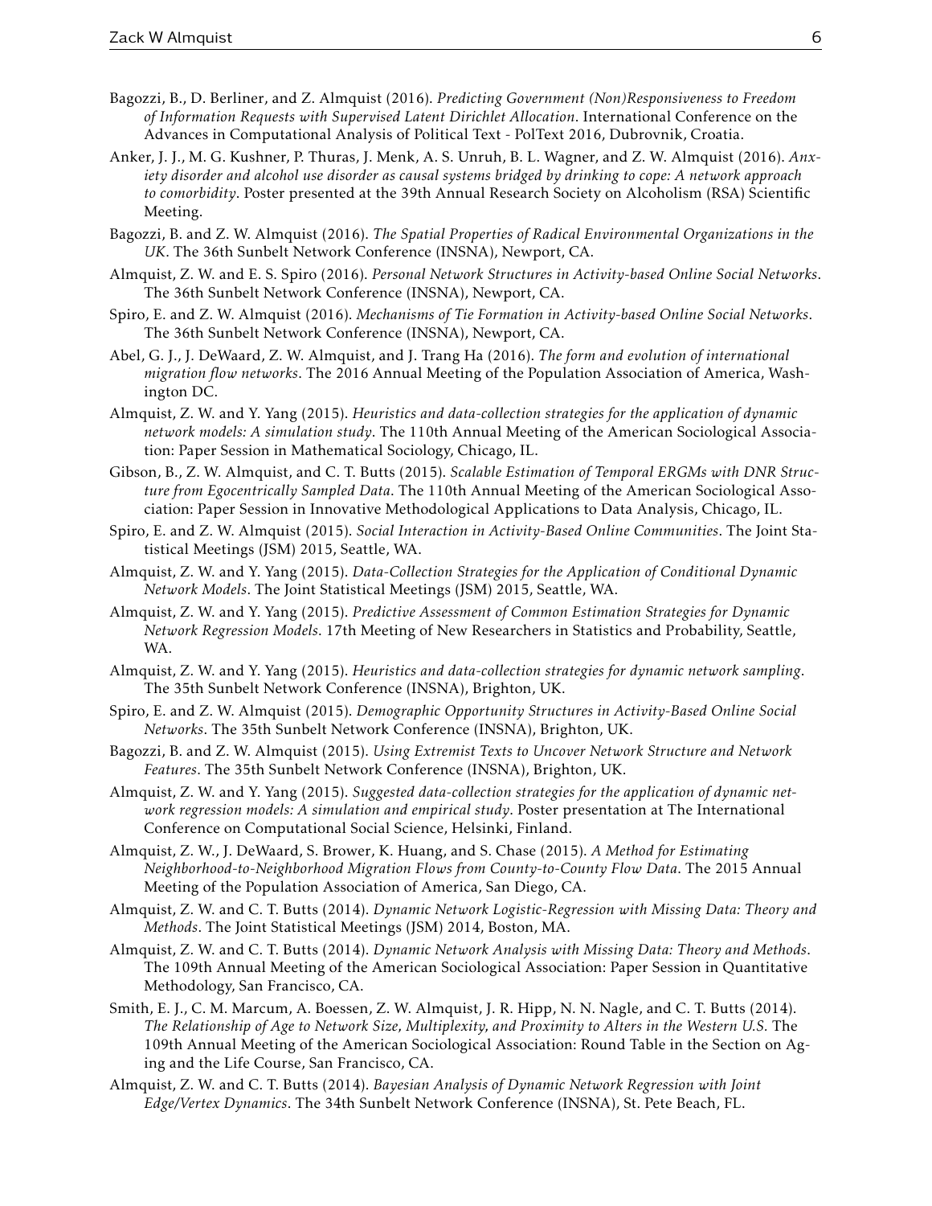Bagozzi, B., D. Berliner, and Z. Almquist (2016). *Predicting Government (Non)Responsiveness to Freedom of Information Requests with Supervised Latent Dirichlet Allocation*. International Conference on the Advances in Computational Analysis of Political Text - PolText 2016, Dubrovnik, Croatia.

Anker, J. J., M. G. Kushner, P. Thuras, J. Menk, A. S. Unruh, B. L. Wagner, and Z. W. Almquist (2016). *Anxiety disorder and alcohol use disorder as causal systems bridged by drinking to cope: A network approach to comorbidity*. Poster presented at the 39th Annual Research Society on Alcoholism (RSA) Scientific Meeting.

Bagozzi, B. and Z. W. Almquist (2016). *The Spatial Properties of Radical Environmental Organizations in the UK*. The 36th Sunbelt Network Conference (INSNA), Newport, CA.

Almquist, Z. W. and E. S. Spiro (2016). *Personal Network Structures in Activity-based Online Social Networks*. The 36th Sunbelt Network Conference (INSNA), Newport, CA.

Spiro, E. and Z. W. Almquist (2016). *Mechanisms of Tie Formation in Activity-based Online Social Networks*. The 36th Sunbelt Network Conference (INSNA), Newport, CA.

Abel, G. J., J. DeWaard, Z. W. Almquist, and J. Trang Ha (2016). *The form and evolution of international migration flow networks*. The 2016 Annual Meeting of the Population Association of America, Washington DC.

Almquist, Z. W. and Y. Yang (2015). *Heuristics and data-collection strategies for the application of dynamic network models: A simulation study*. The 110th Annual Meeting of the American Sociological Association: Paper Session in Mathematical Sociology, Chicago, IL.

Gibson, B., Z. W. Almquist, and C. T. Butts (2015). *Scalable Estimation of Temporal ERGMs with DNR Structure from Egocentrically Sampled Data*. The 110th Annual Meeting of the American Sociological Association: Paper Session in Innovative Methodological Applications to Data Analysis, Chicago, IL.

Spiro, E. and Z. W. Almquist (2015). *Social Interaction in Activity-Based Online Communities*. The Joint Statistical Meetings (JSM) 2015, Seattle, WA.

Almquist, Z. W. and Y. Yang (2015). *Data-Collection Strategies for the Application of Conditional Dynamic Network Models*. The Joint Statistical Meetings (JSM) 2015, Seattle, WA.

Almquist, Z. W. and Y. Yang (2015). *Predictive Assessment of Common Estimation Strategies for Dynamic Network Regression Models*. 17th Meeting of New Researchers in Statistics and Probability, Seattle, WA.

Almquist, Z. W. and Y. Yang (2015). *Heuristics and data-collection strategies for dynamic network sampling*. The 35th Sunbelt Network Conference (INSNA), Brighton, UK.

Spiro, E. and Z. W. Almquist (2015). *Demographic Opportunity Structures in Activity-Based Online Social Networks*. The 35th Sunbelt Network Conference (INSNA), Brighton, UK.

Bagozzi, B. and Z. W. Almquist (2015). *Using Extremist Texts to Uncover Network Structure and Network Features*. The 35th Sunbelt Network Conference (INSNA), Brighton, UK.

Almquist, Z. W. and Y. Yang (2015). *Suggested data-collection strategies for the application of dynamic network regression models: A simulation and empirical study*. Poster presentation at The International Conference on Computational Social Science, Helsinki, Finland.

Almquist, Z. W., J. DeWaard, S. Brower, K. Huang, and S. Chase (2015). *A Method for Estimating Neighborhood-to-Neighborhood Migration Flows from County-to-County Flow Data*. The 2015 Annual Meeting of the Population Association of America, San Diego, CA.

Almquist, Z. W. and C. T. Butts (2014). *Dynamic Network Logistic-Regression with Missing Data: Theory and Methods*. The Joint Statistical Meetings (JSM) 2014, Boston, MA.

Almquist, Z. W. and C. T. Butts (2014). *Dynamic Network Analysis with Missing Data: Theory and Methods*. The 109th Annual Meeting of the American Sociological Association: Paper Session in Quantitative Methodology, San Francisco, CA.

Smith, E. J., C. M. Marcum, A. Boessen, Z. W. Almquist, J. R. Hipp, N. N. Nagle, and C. T. Butts (2014). *The Relationship of Age to Network Size, Multiplexity, and Proximity to Alters in the Western U.S.* The 109th Annual Meeting of the American Sociological Association: Round Table in the Section on Aging and the Life Course, San Francisco, CA.

Almquist, Z. W. and C. T. Butts (2014). *Bayesian Analysis of Dynamic Network Regression with Joint Edge/Vertex Dynamics*. The 34th Sunbelt Network Conference (INSNA), St. Pete Beach, FL.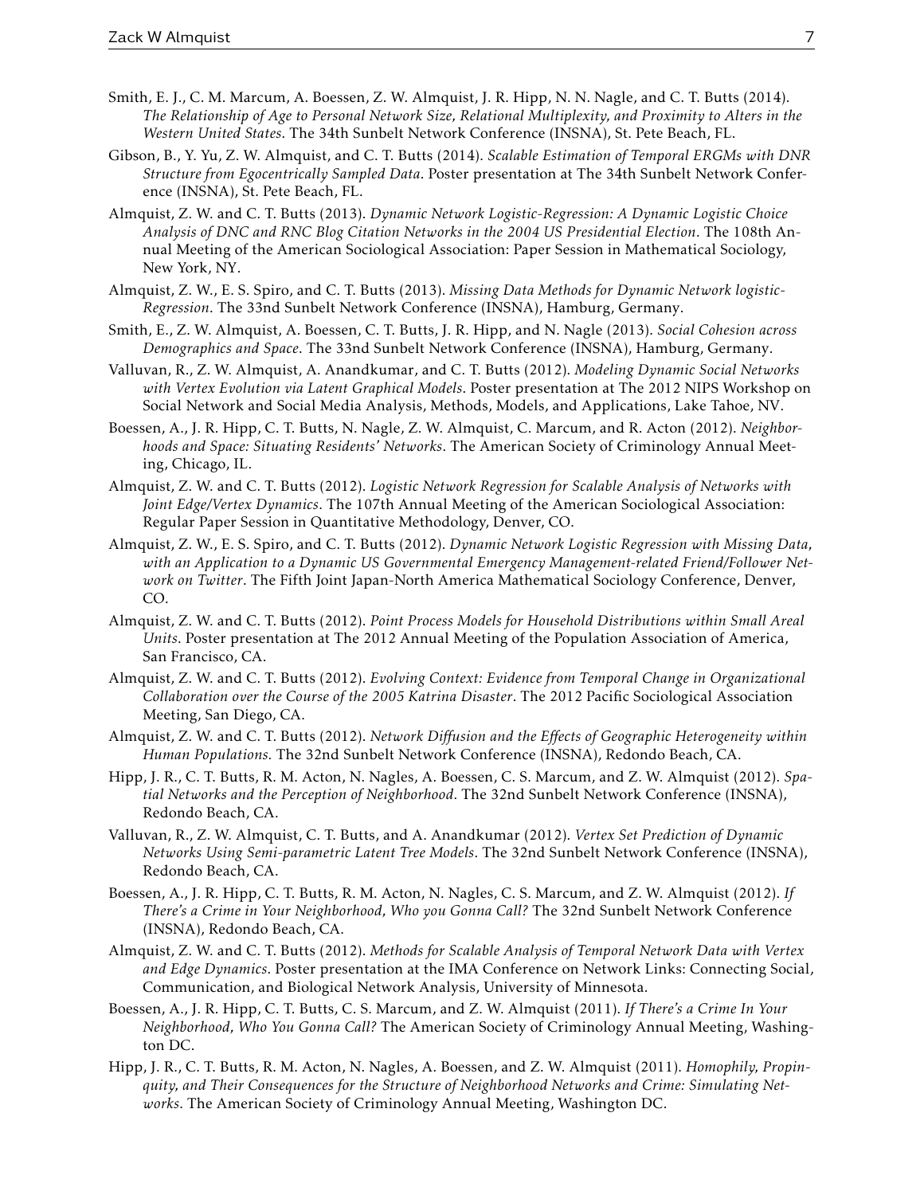Smith, E. J., C. M. Marcum, A. Boessen, Z. W. Almquist, J. R. Hipp, N. N. Nagle, and C. T. Butts (2014). *The Relationship of Age to Personal Network Size, Relational Multiplexity, and Proximity to Alters in the Western United States*. The 34th Sunbelt Network Conference (INSNA), St. Pete Beach, FL.

Gibson, B., Y. Yu, Z. W. Almquist, and C. T. Butts (2014). *Scalable Estimation of Temporal ERGMs with DNR Structure from Egocentrically Sampled Data*. Poster presentation at The 34th Sunbelt Network Conference (INSNA), St. Pete Beach, FL.

Almquist, Z. W. and C. T. Butts (2013). *Dynamic Network Logistic-Regression: A Dynamic Logistic Choice Analysis of DNC and RNC Blog Citation Networks in the 2004 US Presidential Election*. The 108th Annual Meeting of the American Sociological Association: Paper Session in Mathematical Sociology, New York, NY.

Almquist, Z. W., E. S. Spiro, and C. T. Butts (2013). *Missing Data Methods for Dynamic Network logistic-Regression*. The 33nd Sunbelt Network Conference (INSNA), Hamburg, Germany.

Smith, E., Z. W. Almquist, A. Boessen, C. T. Butts, J. R. Hipp, and N. Nagle (2013). *Social Cohesion across Demographics and Space*. The 33nd Sunbelt Network Conference (INSNA), Hamburg, Germany.

Valluvan, R., Z. W. Almquist, A. Anandkumar, and C. T. Butts (2012). *Modeling Dynamic Social Networks with Vertex Evolution via Latent Graphical Models*. Poster presentation at The 2012 NIPS Workshop on Social Network and Social Media Analysis, Methods, Models, and Applications, Lake Tahoe, NV.

Boessen, A., J. R. Hipp, C. T. Butts, N. Nagle, Z. W. Almquist, C. Marcum, and R. Acton (2012). *Neighborhoods and Space: Situating Residents' Networks*. The American Society of Criminology Annual Meeting, Chicago, IL.

Almquist, Z. W. and C. T. Butts (2012). *Logistic Network Regression for Scalable Analysis of Networks with Joint Edge/Vertex Dynamics*. The 107th Annual Meeting of the American Sociological Association: Regular Paper Session in Quantitative Methodology, Denver, CO.

Almquist, Z. W., E. S. Spiro, and C. T. Butts (2012). *Dynamic Network Logistic Regression with Missing Data, with an Application to a Dynamic US Governmental Emergency Management-related Friend/Follower Network on Twitter*. The Fifth Joint Japan-North America Mathematical Sociology Conference, Denver, CO.

Almquist, Z. W. and C. T. Butts (2012). *Point Process Models for Household Distributions within Small Areal Units*. Poster presentation at The 2012 Annual Meeting of the Population Association of America, San Francisco, CA.

Almquist, Z. W. and C. T. Butts (2012). *Evolving Context: Evidence from Temporal Change in Organizational Collaboration over the Course of the 2005 Katrina Disaster*. The 2012 Pacific Sociological Association Meeting, San Diego, CA.

Almquist, Z. W. and C. T. Butts (2012). *Network Diffusion and the Effects of Geographic Heterogeneity within Human Populations.* The 32nd Sunbelt Network Conference (INSNA), Redondo Beach, CA.

Hipp, J. R., C. T. Butts, R. M. Acton, N. Nagles, A. Boessen, C. S. Marcum, and Z. W. Almquist (2012). *Spatial Networks and the Perception of Neighborhood*. The 32nd Sunbelt Network Conference (INSNA), Redondo Beach, CA.

Valluvan, R., Z. W. Almquist, C. T. Butts, and A. Anandkumar (2012). *Vertex Set Prediction of Dynamic Networks Using Semi-parametric Latent Tree Models*. The 32nd Sunbelt Network Conference (INSNA), Redondo Beach, CA.

Boessen, A., J. R. Hipp, C. T. Butts, R. M. Acton, N. Nagles, C. S. Marcum, and Z. W. Almquist (2012). *If There's a Crime in Your Neighborhood, Who you Gonna Call?* The 32nd Sunbelt Network Conference (INSNA), Redondo Beach, CA.

Almquist, Z. W. and C. T. Butts (2012). *Methods for Scalable Analysis of Temporal Network Data with Vertex and Edge Dynamics*. Poster presentation at the IMA Conference on Network Links: Connecting Social, Communication, and Biological Network Analysis, University of Minnesota.

Boessen, A., J. R. Hipp, C. T. Butts, C. S. Marcum, and Z. W. Almquist (2011). *If There's a Crime In Your Neighborhood, Who You Gonna Call?* The American Society of Criminology Annual Meeting, Washington DC.

Hipp, J. R., C. T. Butts, R. M. Acton, N. Nagles, A. Boessen, and Z. W. Almquist (2011). *Homophily, Propinquity, and Their Consequences for the Structure of Neighborhood Networks and Crime: Simulating Networks*. The American Society of Criminology Annual Meeting, Washington DC.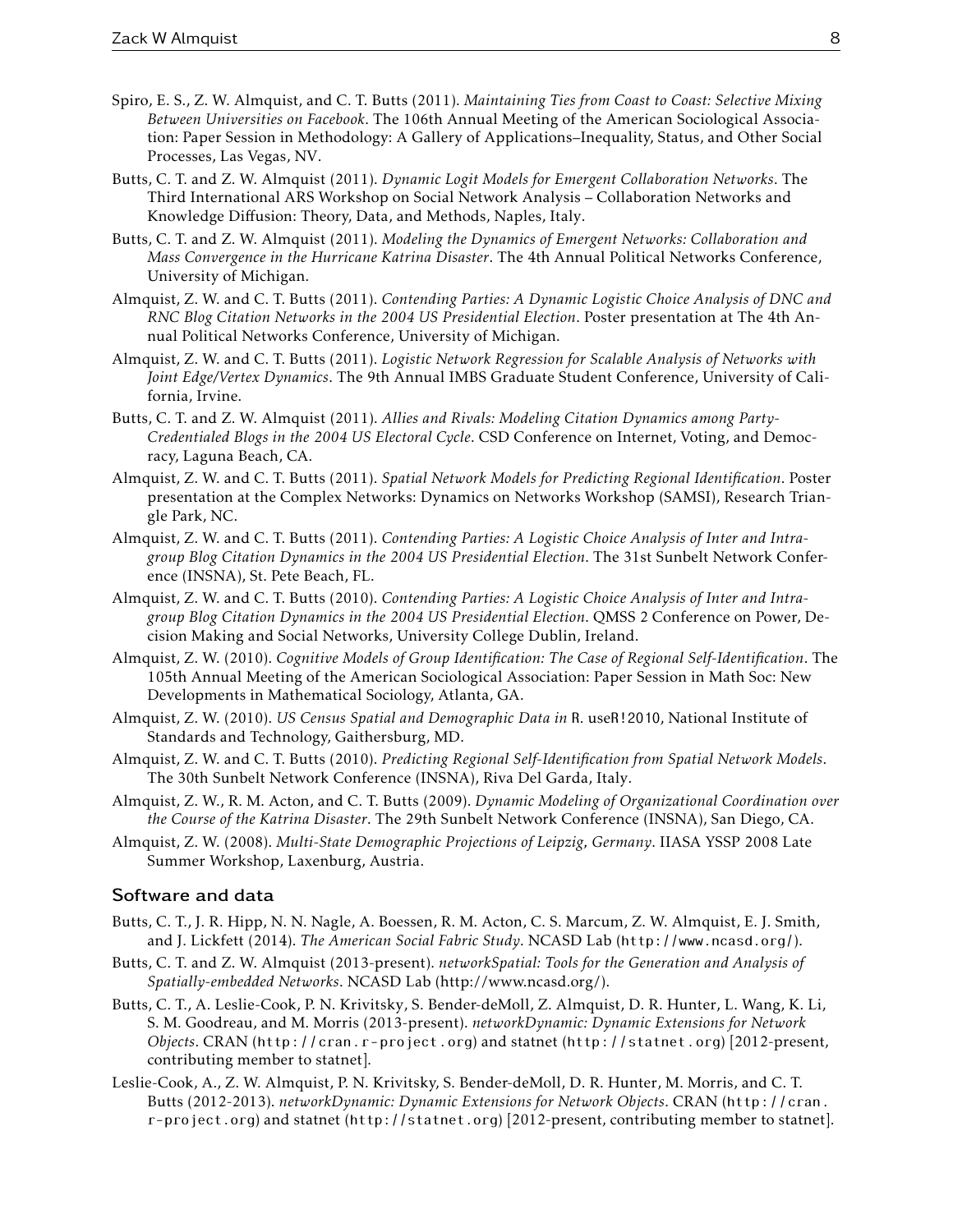Spiro, E. S., Z. W. Almquist, and C. T. Butts (2011). *Maintaining Ties from Coast to Coast: Selective Mixing Between Universities on Facebook*. The 106th Annual Meeting of the American Sociological Association: Paper Session in Methodology: A Gallery of Applications–Inequality, Status, and Other Social Processes, Las Vegas, NV.

Butts, C. T. and Z. W. Almquist (2011). *Dynamic Logit Models for Emergent Collaboration Networks*. The Third International ARS Workshop on Social Network Analysis – Collaboration Networks and Knowledge Diffusion: Theory, Data, and Methods, Naples, Italy.

Butts, C. T. and Z. W. Almquist (2011). *Modeling the Dynamics of Emergent Networks: Collaboration and Mass Convergence in the Hurricane Katrina Disaster*. The 4th Annual Political Networks Conference, University of Michigan.

Almquist, Z. W. and C. T. Butts (2011). *Contending Parties: A Dynamic Logistic Choice Analysis of DNC and RNC Blog Citation Networks in the 2004 US Presidential Election*. Poster presentation at The 4th Annual Political Networks Conference, University of Michigan.

Almquist, Z. W. and C. T. Butts (2011). *Logistic Network Regression for Scalable Analysis of Networks with Joint Edge/Vertex Dynamics*. The 9th Annual IMBS Graduate Student Conference, University of California, Irvine.

Butts, C. T. and Z. W. Almquist (2011). *Allies and Rivals: Modeling Citation Dynamics among Party-Credentialed Blogs in the 2004 US Electoral Cycle*. CSD Conference on Internet, Voting, and Democracy, Laguna Beach, CA.

Almquist, Z. W. and C. T. Butts (2011). *Spatial Network Models for Predicting Regional Identification*. Poster presentation at the Complex Networks: Dynamics on Networks Workshop (SAMSI), Research Triangle Park, NC.

Almquist, Z. W. and C. T. Butts (2011). *Contending Parties: A Logistic Choice Analysis of Inter and Intra-group Blog Citation Dynamics in the 2004 US Presidential Election*. The 31st Sunbelt Network Conference (INSNA), St. Pete Beach, FL.

Almquist, Z. W. and C. T. Butts (2010). *Contending Parties: A Logistic Choice Analysis of Inter and Intra-group Blog Citation Dynamics in the 2004 US Presidential Election*. QMSS 2 Conference on Power, Decision Making and Social Networks, University College Dublin, Ireland.

Almquist, Z. W. (2010). *Cognitive Models of Group Identification: The Case of Regional Self-Identification*. The 105th Annual Meeting of the American Sociological Association: Paper Session in Math Soc: New Developments in Mathematical Sociology, Atlanta, GA.

Almquist, Z. W. (2010). *US Census Spatial and Demographic Data in* R. useR!2010, National Institute of Standards and Technology, Gaithersburg, MD.

Almquist, Z. W. and C. T. Butts (2010). *Predicting Regional Self-Identification from Spatial Network Models*. The 30th Sunbelt Network Conference (INSNA), Riva Del Garda, Italy.

Almquist, Z. W., R. M. Acton, and C. T. Butts (2009). *Dynamic Modeling of Organizational Coordination over the Course of the Katrina Disaster*. The 29th Sunbelt Network Conference (INSNA), San Diego, CA.

Almquist, Z. W. (2008). *Multi-State Demographic Projections of Leipzig, Germany*. IIASA YSSP 2008 Late Summer Workshop, Laxenburg, Austria.

## Software and data

Butts, C. T., J. R. Hipp, N. N. Nagle, A. Boessen, R. M. Acton, C. S. Marcum, Z. W. Almquist, E. J. Smith, and J. Lickfett (2014). *The American Social Fabric Study*. NCASD Lab (http://www.ncasd.org/).

Butts, C. T. and Z. W. Almquist (2013-present). *networkSpatial: Tools for the Generation and Analysis of Spatially-embedded Networks*. NCASD Lab (http://www.ncasd.org/).

Butts, C. T., A. Leslie-Cook, P. N. Krivitsky, S. Bender-deMoll, Z. Almquist, D. R. Hunter, L. Wang, K. Li, S. M. Goodreau, and M. Morris (2013-present). *networkDynamic: Dynamic Extensions for Network Objects*. CRAN (http://cran.r-project.org) and statnet (http://statnet.org) [2012-present, contributing member to statnet].

Leslie-Cook, A., Z. W. Almquist, P. N. Krivitsky, S. Bender-deMoll, D. R. Hunter, M. Morris, and C. T. Butts (2012-2013). *networkDynamic: Dynamic Extensions for Network Objects*. CRAN (http://cran.r-project.org) and statnet (http://statnet.org) [2012-present, contributing member to statnet].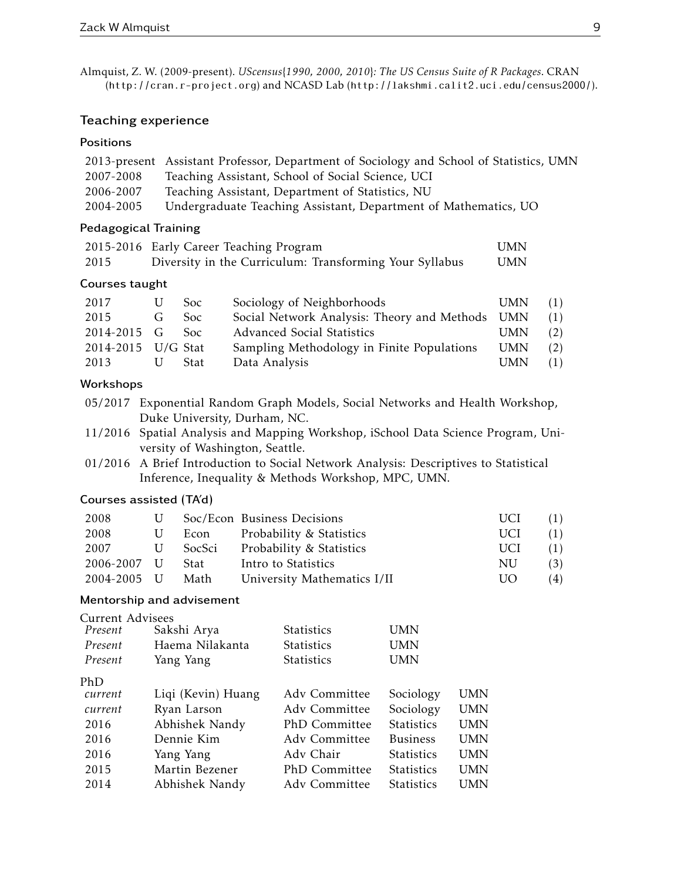Almquist, Z. W. (2009-present). *UScensus{1990, 2000, 2010}: The US Census Suite of R Packages*. CRAN (http://cran.r-project.org) and NCASD Lab (http://lakshmi.calit2.uci.edu/census2000/).

## Teaching experience

### Positions

| | |
|---|---|
| 2013-present | Assistant Professor, Department of Sociology and School of Statistics, UMN |
| 2007-2008 | Teaching Assistant, School of Social Science, UCI |
| 2006-2007 | Teaching Assistant, Department of Statistics, NU |
| 2004-2005 | Undergraduate Teaching Assistant, Department of Mathematics, UO |

### Pedagogical Training

| | | |
|---|---|---|
| 2015-2016 | Early Career Teaching Program | UMN |
| 2015 | Diversity in the Curriculum: Transforming Your Syllabus | UMN |

### Courses taught

| | | | | | |
|---|---|---|---|---|---|
| 2017 | U | Soc | Sociology of Neighborhoods | UMN | (1) |
| 2015 | G | Soc | Social Network Analysis: Theory and Methods | UMN | (1) |
| 2014-2015 | G | Soc | Advanced Social Statistics | UMN | (2) |
| 2014-2015 | U/G | Stat | Sampling Methodology in Finite Populations | UMN | (2) |
| 2013 | U | Stat | Data Analysis | UMN | (1) |

### Workshops

- 05/2017 Exponential Random Graph Models, Social Networks and Health Workshop, Duke University, Durham, NC.
- 11/2016 Spatial Analysis and Mapping Workshop, iSchool Data Science Program, University of Washington, Seattle.
- 01/2016 A Brief Introduction to Social Network Analysis: Descriptives to Statistical Inference, Inequality & Methods Workshop, MPC, UMN.

### Courses assisted (TA'd)

| | | | | | |
|---|---|---|---|---|---|
| 2008 | U | Soc/Econ | Business Decisions | UCI | (1) |
| 2008 | U | Econ | Probability & Statistics | UCI | (1) |
| 2007 | U | SocSci | Probability & Statistics | UCI | (1) |
| 2006-2007 | U | Stat | Intro to Statistics | NU | (3) |
| 2004-2005 | U | Math | University Mathematics I/II | UO | (4) |

### Mentorship and advisement

Current Advisees

| | | | |
|---|---|---|---|
| *Present* | Sakshi Arya | Statistics | UMN |
| *Present* | Haema Nilakanta | Statistics | UMN |
| *Present* | Yang Yang | Statistics | UMN |

PhD

| | | | | |
|---|---|---|---|---|
| *current* | Liqi (Kevin) Huang | Adv Committee | Sociology | UMN |
| *current* | Ryan Larson | Adv Committee | Sociology | UMN |
| 2016 | Abhishek Nandy | PhD Committee | Statistics | UMN |
| 2016 | Dennie Kim | Adv Committee | Business | UMN |
| 2016 | Yang Yang | Adv Chair | Statistics | UMN |
| 2015 | Martin Bezener | PhD Committee | Statistics | UMN |
| 2014 | Abhishek Nandy | Adv Committee | Statistics | UMN |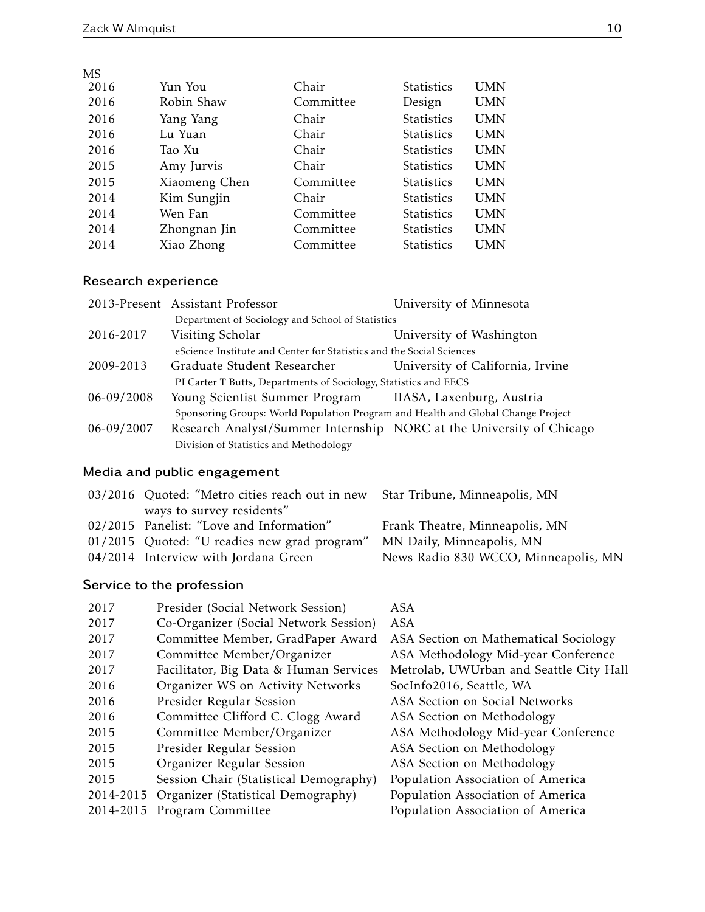MS

| | | | | |
|---|---|---|---|---|
| 2016 | Yun You | Chair | Statistics | UMN |
| 2016 | Robin Shaw | Committee | Design | UMN |
| 2016 | Yang Yang | Chair | Statistics | UMN |
| 2016 | Lu Yuan | Chair | Statistics | UMN |
| 2016 | Tao Xu | Chair | Statistics | UMN |
| 2015 | Amy Jurvis | Chair | Statistics | UMN |
| 2015 | Xiaomeng Chen | Committee | Statistics | UMN |
| 2014 | Kim Sungjin | Chair | Statistics | UMN |
| 2014 | Wen Fan | Committee | Statistics | UMN |
| 2014 | Zhongnan Jin | Committee | Statistics | UMN |
| 2014 | Xiao Zhong | Committee | Statistics | UMN |

## Research experience

| | | |
|---|---|---|
| 2013-Present | Assistant Professor | University of Minnesota |
| | Department of Sociology and School of Statistics | |
| 2016-2017 | Visiting Scholar | University of Washington |
| | eScience Institute and Center for Statistics and the Social Sciences | |
| 2009-2013 | Graduate Student Researcher | University of California, Irvine |
| | PI Carter T Butts, Departments of Sociology, Statistics and EECS | |
| 06-09/2008 | Young Scientist Summer Program | IIASA, Laxenburg, Austria |
| | Sponsoring Groups: World Population Program and Health and Global Change Project | |
| 06-09/2007 | Research Analyst/Summer Internship | NORC at the University of Chicago |
| | Division of Statistics and Methodology | |

## Media and public engagement

| | | |
|---|---|---|
| 03/2016 | Quoted: "Metro cities reach out in new ways to survey residents" | Star Tribune, Minneapolis, MN |
| 02/2015 | Panelist: "Love and Information" | Frank Theatre, Minneapolis, MN |
| 01/2015 | Quoted: "U readies new grad program" | MN Daily, Minneapolis, MN |
| 04/2014 | Interview with Jordana Green | News Radio 830 WCCO, Minneapolis, MN |

## Service to the profession

| | | |
|---|---|---|
| 2017 | Presider (Social Network Session) | ASA |
| 2017 | Co-Organizer (Social Network Session) | ASA |
| 2017 | Committee Member, GradPaper Award | ASA Section on Mathematical Sociology |
| 2017 | Committee Member/Organizer | ASA Methodology Mid-year Conference |
| 2017 | Facilitator, Big Data & Human Services | Metrolab, UWUrban and Seattle City Hall |
| 2016 | Organizer WS on Activity Networks | SocInfo2016, Seattle, WA |
| 2016 | Presider Regular Session | ASA Section on Social Networks |
| 2016 | Committee Clifford C. Clogg Award | ASA Section on Methodology |
| 2015 | Committee Member/Organizer | ASA Methodology Mid-year Conference |
| 2015 | Presider Regular Session | ASA Section on Methodology |
| 2015 | Organizer Regular Session | ASA Section on Methodology |
| 2015 | Session Chair (Statistical Demography) | Population Association of America |
| 2014-2015 | Organizer (Statistical Demography) | Population Association of America |
| 2014-2015 | Program Committee | Population Association of America |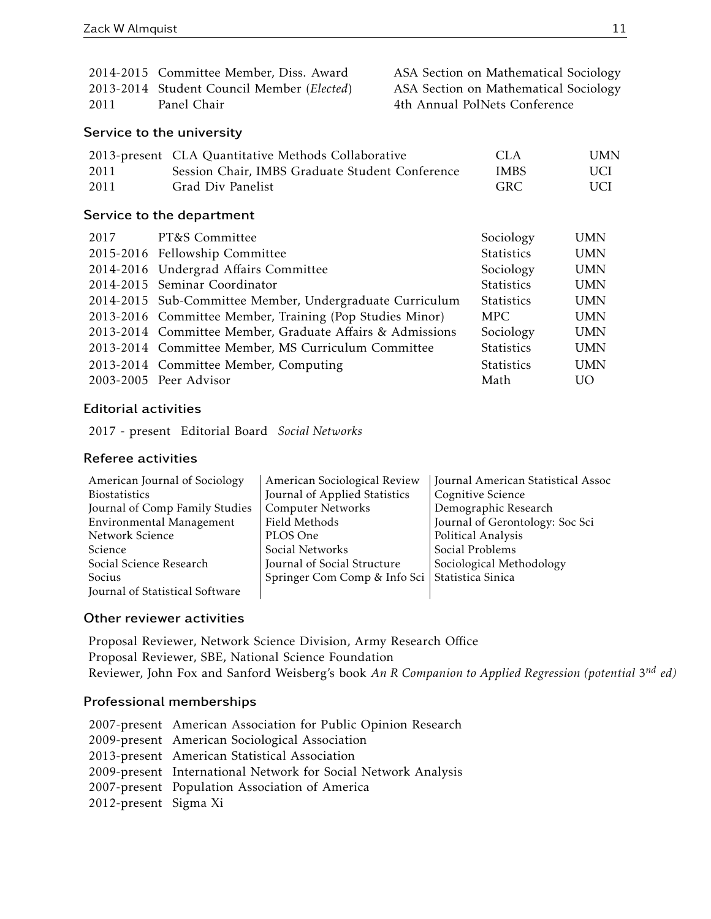| | | |
|---|---|---|
| 2014-2015 | Committee Member, Diss. Award | ASA Section on Mathematical Sociology |
| 2013-2014 | Student Council Member (*Elected*) | ASA Section on Mathematical Sociology |
| 2011 | Panel Chair | 4th Annual PolNets Conference |

### Service to the university

| | | | |
|---|---|---|---|
| 2013-present | CLA Quantitative Methods Collaborative | CLA | UMN |
| 2011 | Session Chair, IMBS Graduate Student Conference | IMBS | UCI |
| 2011 | Grad Div Panelist | GRC | UCI |

### Service to the department

| | | | |
|---|---|---|---|
| 2017 | PT&S Committee | Sociology | UMN |
| 2015-2016 | Fellowship Committee | Statistics | UMN |
| 2014-2016 | Undergrad Affairs Committee | Sociology | UMN |
| 2014-2015 | Seminar Coordinator | Statistics | UMN |
| 2014-2015 | Sub-Committee Member, Undergraduate Curriculum | Statistics | UMN |
| 2013-2016 | Committee Member, Training (Pop Studies Minor) | MPC | UMN |
| 2013-2014 | Committee Member, Graduate Affairs & Admissions | Sociology | UMN |
| 2013-2014 | Committee Member, MS Curriculum Committee | Statistics | UMN |
| 2013-2014 | Committee Member, Computing | Statistics | UMN |
| 2003-2005 | Peer Advisor | Math | UO |

### Editorial activities

2017 - present Editorial Board *Social Networks*

### Referee activities

| | | |
|---|---|---|
| American Journal of Sociology | American Sociological Review | Journal American Statistical Assoc |
| Biostatistics | Journal of Applied Statistics | Cognitive Science |
| Journal of Comp Family Studies | Computer Networks | Demographic Research |
| Environmental Management | Field Methods | Journal of Gerontology: Soc Sci |
| Network Science | PLOS One | Political Analysis |
| Science | Social Networks | Social Problems |
| Social Science Research | Journal of Social Structure | Sociological Methodology |
| Socius | Springer Com Comp & Info Sci | Statistica Sinica |
| Journal of Statistical Software | | |

### Other reviewer activities

Proposal Reviewer, Network Science Division, Army Research Office
Proposal Reviewer, SBE, National Science Foundation
Reviewer, John Fox and Sanford Weisberg's book *An R Companion to Applied Regression (potential 3rd ed)*

### Professional memberships

| | |
|---|---|
| 2007-present | American Association for Public Opinion Research |
| 2009-present | American Sociological Association |
| 2013-present | American Statistical Association |
| 2009-present | International Network for Social Network Analysis |
| 2007-present | Population Association of America |
| 2012-present | Sigma Xi |